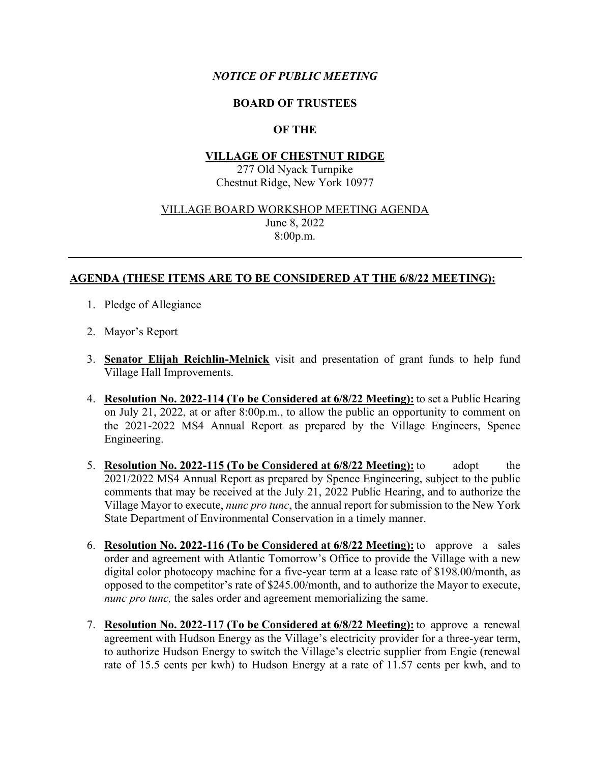*NOTICE OF PUBLIC MEETING*

**BOARD OF TRUSTEES**

**OF THE**

**VILLAGE OF CHESTNUT RIDGE**

277 Old Nyack Turnpike
Chestnut Ridge, New York 10977

VILLAGE BOARD WORKSHOP MEETING AGENDA
June 8, 2022
8:00p.m.

---

**AGENDA (THESE ITEMS ARE TO BE CONSIDERED AT THE 6/8/22 MEETING):**

1. Pledge of Allegiance

2. Mayor's Report

3. **Senator Elijah Reichlin-Melnick** visit and presentation of grant funds to help fund Village Hall Improvements.

4. **Resolution No. 2022-114 (To be Considered at 6/8/22 Meeting):** to set a Public Hearing on July 21, 2022, at or after 8:00p.m., to allow the public an opportunity to comment on the 2021-2022 MS4 Annual Report as prepared by the Village Engineers, Spence Engineering.

5. **Resolution No. 2022-115 (To be Considered at 6/8/22 Meeting):** to adopt the 2021/2022 MS4 Annual Report as prepared by Spence Engineering, subject to the public comments that may be received at the July 21, 2022 Public Hearing, and to authorize the Village Mayor to execute, *nunc pro tunc*, the annual report for submission to the New York State Department of Environmental Conservation in a timely manner.

6. **Resolution No. 2022-116 (To be Considered at 6/8/22 Meeting):** to approve a sales order and agreement with Atlantic Tomorrow's Office to provide the Village with a new digital color photocopy machine for a five-year term at a lease rate of $198.00/month, as opposed to the competitor's rate of $245.00/month, and to authorize the Mayor to execute, *nunc pro tunc,* the sales order and agreement memorializing the same.

7. **Resolution No. 2022-117 (To be Considered at 6/8/22 Meeting):** to approve a renewal agreement with Hudson Energy as the Village's electricity provider for a three-year term, to authorize Hudson Energy to switch the Village's electric supplier from Engie (renewal rate of 15.5 cents per kwh) to Hudson Energy at a rate of 11.57 cents per kwh, and to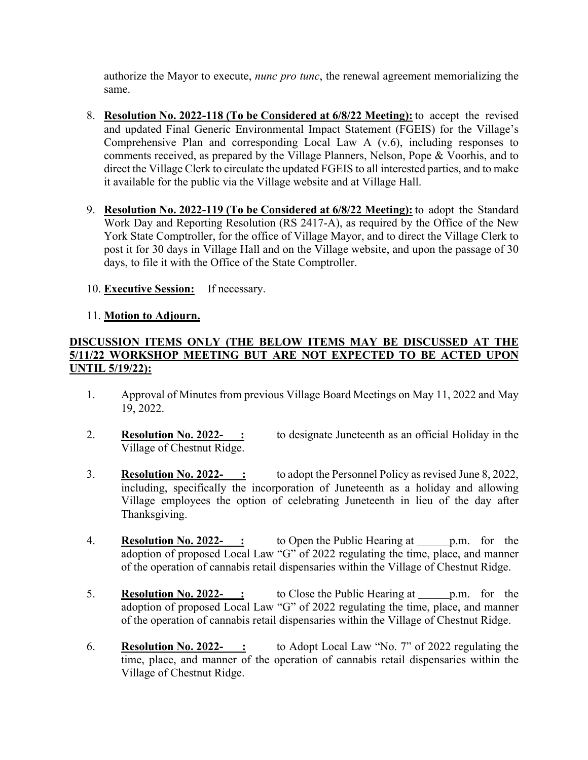authorize the Mayor to execute, *nunc pro tunc*, the renewal agreement memorializing the same.

8. **Resolution No. 2022-118 (To be Considered at 6/8/22 Meeting):** to accept the revised and updated Final Generic Environmental Impact Statement (FGEIS) for the Village's Comprehensive Plan and corresponding Local Law A (v.6), including responses to comments received, as prepared by the Village Planners, Nelson, Pope & Voorhis, and to direct the Village Clerk to circulate the updated FGEIS to all interested parties, and to make it available for the public via the Village website and at Village Hall.

9. **Resolution No. 2022-119 (To be Considered at 6/8/22 Meeting):** to adopt the Standard Work Day and Reporting Resolution (RS 2417-A), as required by the Office of the New York State Comptroller, for the office of Village Mayor, and to direct the Village Clerk to post it for 30 days in Village Hall and on the Village website, and upon the passage of 30 days, to file it with the Office of the State Comptroller.

10. **Executive Session:** If necessary.

11. **Motion to Adjourn.**

**DISCUSSION ITEMS ONLY (THE BELOW ITEMS MAY BE DISCUSSED AT THE 5/11/22 WORKSHOP MEETING BUT ARE NOT EXPECTED TO BE ACTED UPON UNTIL 5/19/22):**

1. Approval of Minutes from previous Village Board Meetings on May 11, 2022 and May 19, 2022.

2. **Resolution No. 2022- :** to designate Juneteenth as an official Holiday in the Village of Chestnut Ridge.

3. **Resolution No. 2022- :** to adopt the Personnel Policy as revised June 8, 2022, including, specifically the incorporation of Juneteenth as a holiday and allowing Village employees the option of celebrating Juneteenth in lieu of the day after Thanksgiving.

4. **Resolution No. 2022- :** to Open the Public Hearing at ______p.m. for the adoption of proposed Local Law "G" of 2022 regulating the time, place, and manner of the operation of cannabis retail dispensaries within the Village of Chestnut Ridge.

5. **Resolution No. 2022- :** to Close the Public Hearing at ______p.m. for the adoption of proposed Local Law "G" of 2022 regulating the time, place, and manner of the operation of cannabis retail dispensaries within the Village of Chestnut Ridge.

6. **Resolution No. 2022- :** to Adopt Local Law "No. 7" of 2022 regulating the time, place, and manner of the operation of cannabis retail dispensaries within the Village of Chestnut Ridge.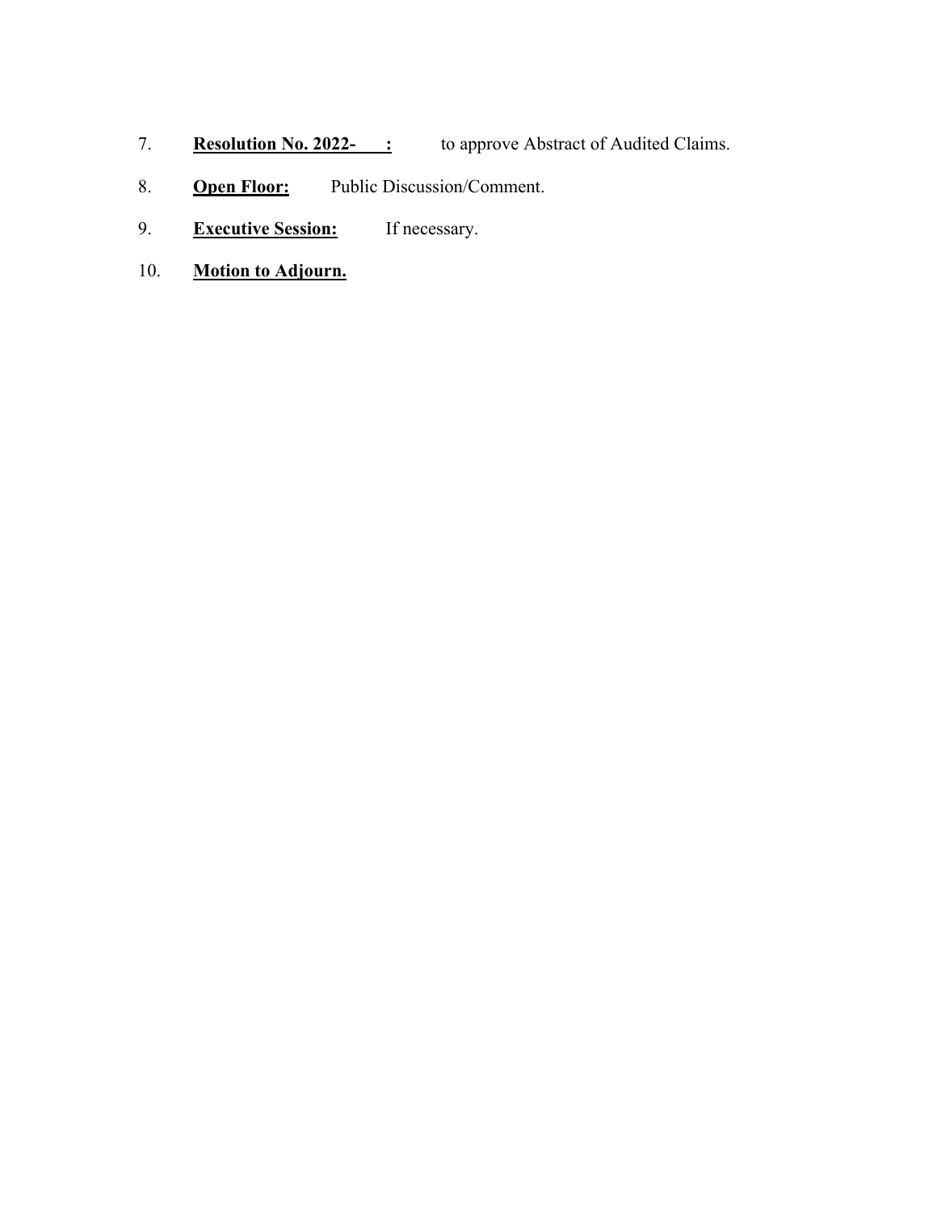7. **Resolution No. 2022- :** to approve Abstract of Audited Claims.

8. **Open Floor:** Public Discussion/Comment.

9. **Executive Session:** If necessary.

10. **Motion to Adjourn.**